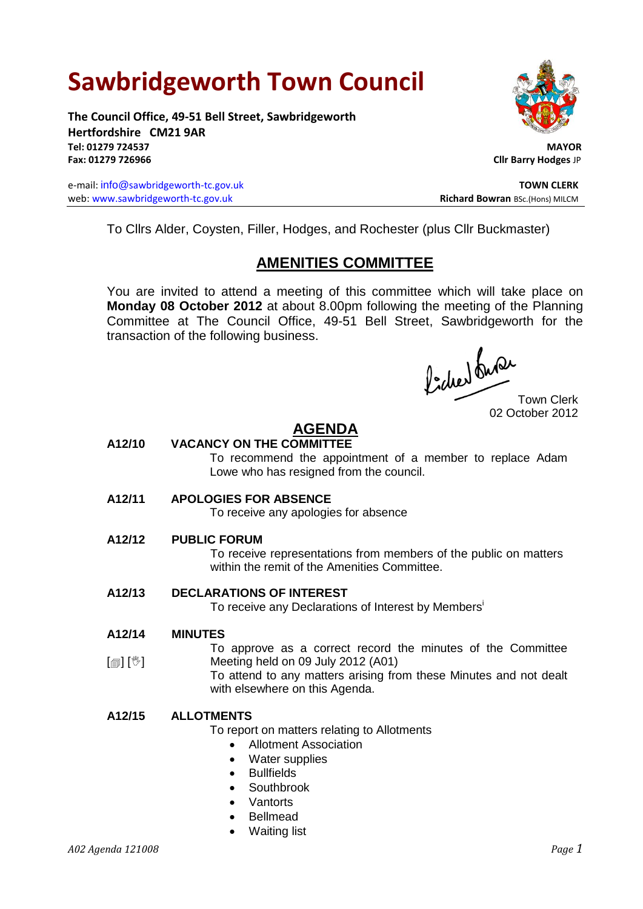# Sawbridgeworth Town Council

**The Council Office, 49-51 Bell Street, Sawbridgeworth**
**Hertfordshire CM21 9AR**
**Tel: 01279 724537**
**Fax: 01279 726966**

e-mail: info@sawbridgeworth-tc.gov.uk
web: www.sawbridgeworth-tc.gov.uk

**MAYOR**
**Cllr Barry Hodges** JP

**TOWN CLERK**
**Richard Bowran** BSc.(Hons) MILCM

To Cllrs Alder, Coysten, Filler, Hodges, and Rochester (plus Cllr Buckmaster)

## AMENITIES COMMITTEE

You are invited to attend a meeting of this committee which will take place on **Monday 08 October 2012** at about 8.00pm following the meeting of the Planning Committee at The Council Office, 49-51 Bell Street, Sawbridgeworth for the transaction of the following business.

Town Clerk
02 October 2012

## AGENDA

**A12/10 VACANCY ON THE COMMITTEE**

To recommend the appointment of a member to replace Adam Lowe who has resigned from the council.

**A12/11 APOLOGIES FOR ABSENCE**

To receive any apologies for absence

**A12/12 PUBLIC FORUM**

To receive representations from members of the public on matters within the remit of the Amenities Committee.

**A12/13 DECLARATIONS OF INTEREST**

To receive any Declarations of Interest by Members[i]

**A12/14 MINUTES**

[] [] To approve as a correct record the minutes of the Committee Meeting held on 09 July 2012 (A01)

To attend to any matters arising from these Minutes and not dealt with elsewhere on this Agenda.

**A12/15 ALLOTMENTS**

To report on matters relating to Allotments

- Allotment Association
- Water supplies
- Bullfields
- Southbrook
- Vantorts
- Bellmead
- Waiting list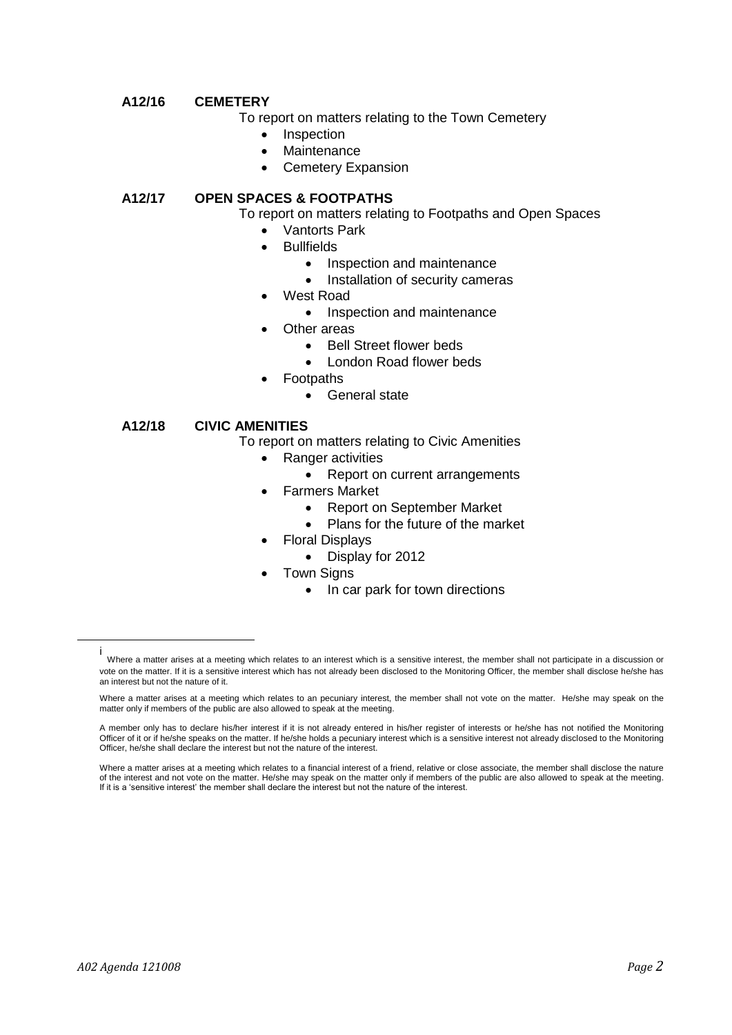**A12/16 CEMETERY**

To report on matters relating to the Town Cemetery

- Inspection
- Maintenance
- Cemetery Expansion

**A12/17 OPEN SPACES & FOOTPATHS**

To report on matters relating to Footpaths and Open Spaces

- Vantorts Park
- Bullfields
    - Inspection and maintenance
    - Installation of security cameras
- West Road
    - Inspection and maintenance
- Other areas
    - Bell Street flower beds
    - London Road flower beds
- Footpaths
    - General state

**A12/18 CIVIC AMENITIES**

To report on matters relating to Civic Amenities

- Ranger activities
    - Report on current arrangements
- Farmers Market
    - Report on September Market
    - Plans for the future of the market
- Floral Displays
    - Display for 2012
- Town Signs
    - In car park for town directions

---

[i] Where a matter arises at a meeting which relates to an interest which is a sensitive interest, the member shall not participate in a discussion or vote on the matter. If it is a sensitive interest which has not already been disclosed to the Monitoring Officer, the member shall disclose he/she has an interest but not the nature of it.

Where a matter arises at a meeting which relates to an pecuniary interest, the member shall not vote on the matter. He/she may speak on the matter only if members of the public are also allowed to speak at the meeting.

A member only has to declare his/her interest if it is not already entered in his/her register of interests or he/she has not notified the Monitoring Officer of it or if he/she speaks on the matter. If he/she holds a pecuniary interest which is a sensitive interest not already disclosed to the Monitoring Officer, he/she shall declare the interest but not the nature of the interest.

Where a matter arises at a meeting which relates to a financial interest of a friend, relative or close associate, the member shall disclose the nature of the interest and not vote on the matter. He/she may speak on the matter only if members of the public are also allowed to speak at the meeting. If it is a 'sensitive interest' the member shall declare the interest but not the nature of the interest.